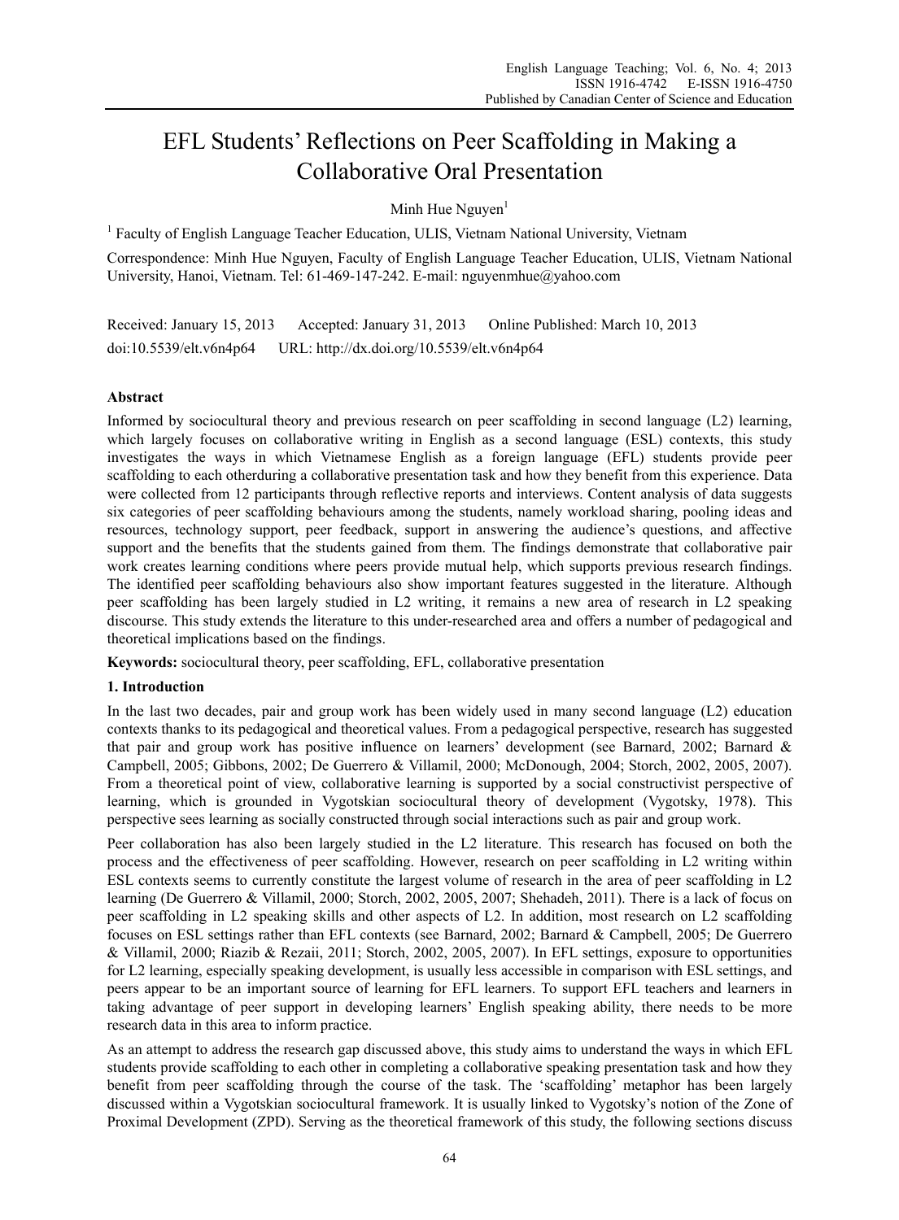# EFL Students' Reflections on Peer Scaffolding in Making a Collaborative Oral Presentation

Minh Hue Nguyen[1]

[1] Faculty of English Language Teacher Education, ULIS, Vietnam National University, Vietnam

Correspondence: Minh Hue Nguyen, Faculty of English Language Teacher Education, ULIS, Vietnam National University, Hanoi, Vietnam. Tel: 61-469-147-242. E-mail: nguyenmhue@yahoo.com

Received: January 15, 2013 Accepted: January 31, 2013 Online Published: March 10, 2013

doi:10.5539/elt.v6n4p64 URL: http://dx.doi.org/10.5539/elt.v6n4p64

## Abstract

Informed by sociocultural theory and previous research on peer scaffolding in second language (L2) learning, which largely focuses on collaborative writing in English as a second language (ESL) contexts, this study investigates the ways in which Vietnamese English as a foreign language (EFL) students provide peer scaffolding to each otherduring a collaborative presentation task and how they benefit from this experience. Data were collected from 12 participants through reflective reports and interviews. Content analysis of data suggests six categories of peer scaffolding behaviours among the students, namely workload sharing, pooling ideas and resources, technology support, peer feedback, support in answering the audience's questions, and affective support and the benefits that the students gained from them. The findings demonstrate that collaborative pair work creates learning conditions where peers provide mutual help, which supports previous research findings. The identified peer scaffolding behaviours also show important features suggested in the literature. Although peer scaffolding has been largely studied in L2 writing, it remains a new area of research in L2 speaking discourse. This study extends the literature to this under-researched area and offers a number of pedagogical and theoretical implications based on the findings.

**Keywords:** sociocultural theory, peer scaffolding, EFL, collaborative presentation

## 1. Introduction

In the last two decades, pair and group work has been widely used in many second language (L2) education contexts thanks to its pedagogical and theoretical values. From a pedagogical perspective, research has suggested that pair and group work has positive influence on learners' development (see Barnard, 2002; Barnard & Campbell, 2005; Gibbons, 2002; De Guerrero & Villamil, 2000; McDonough, 2004; Storch, 2002, 2005, 2007). From a theoretical point of view, collaborative learning is supported by a social constructivist perspective of learning, which is grounded in Vygotskian sociocultural theory of development (Vygotsky, 1978). This perspective sees learning as socially constructed through social interactions such as pair and group work.

Peer collaboration has also been largely studied in the L2 literature. This research has focused on both the process and the effectiveness of peer scaffolding. However, research on peer scaffolding in L2 writing within ESL contexts seems to currently constitute the largest volume of research in the area of peer scaffolding in L2 learning (De Guerrero & Villamil, 2000; Storch, 2002, 2005, 2007; Shehadeh, 2011). There is a lack of focus on peer scaffolding in L2 speaking skills and other aspects of L2. In addition, most research on L2 scaffolding focuses on ESL settings rather than EFL contexts (see Barnard, 2002; Barnard & Campbell, 2005; De Guerrero & Villamil, 2000; Riazib & Rezaii, 2011; Storch, 2002, 2005, 2007). In EFL settings, exposure to opportunities for L2 learning, especially speaking development, is usually less accessible in comparison with ESL settings, and peers appear to be an important source of learning for EFL learners. To support EFL teachers and learners in taking advantage of peer support in developing learners' English speaking ability, there needs to be more research data in this area to inform practice.

As an attempt to address the research gap discussed above, this study aims to understand the ways in which EFL students provide scaffolding to each other in completing a collaborative speaking presentation task and how they benefit from peer scaffolding through the course of the task. The 'scaffolding' metaphor has been largely discussed within a Vygotskian sociocultural framework. It is usually linked to Vygotsky's notion of the Zone of Proximal Development (ZPD). Serving as the theoretical framework of this study, the following sections discuss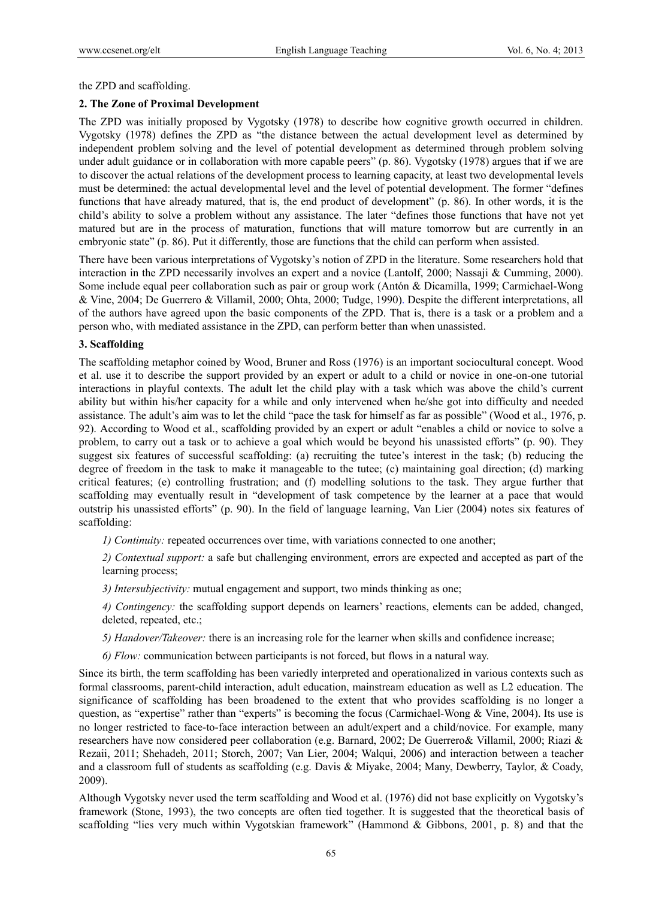the ZPD and scaffolding.

## 2. The Zone of Proximal Development

The ZPD was initially proposed by Vygotsky (1978) to describe how cognitive growth occurred in children. Vygotsky (1978) defines the ZPD as "the distance between the actual development level as determined by independent problem solving and the level of potential development as determined through problem solving under adult guidance or in collaboration with more capable peers" (p. 86). Vygotsky (1978) argues that if we are to discover the actual relations of the development process to learning capacity, at least two developmental levels must be determined: the actual developmental level and the level of potential development. The former "defines functions that have already matured, that is, the end product of development" (p. 86). In other words, it is the child's ability to solve a problem without any assistance. The later "defines those functions that have not yet matured but are in the process of maturation, functions that will mature tomorrow but are currently in an embryonic state" (p. 86). Put it differently, those are functions that the child can perform when assisted.

There have been various interpretations of Vygotsky's notion of ZPD in the literature. Some researchers hold that interaction in the ZPD necessarily involves an expert and a novice (Lantolf, 2000; Nassaji & Cumming, 2000). Some include equal peer collaboration such as pair or group work (Antón & Dicamilla, 1999; Carmichael-Wong & Vine, 2004; De Guerrero & Villamil, 2000; Ohta, 2000; Tudge, 1990). Despite the different interpretations, all of the authors have agreed upon the basic components of the ZPD. That is, there is a task or a problem and a person who, with mediated assistance in the ZPD, can perform better than when unassisted.

## 3. Scaffolding

The scaffolding metaphor coined by Wood, Bruner and Ross (1976) is an important sociocultural concept. Wood et al. use it to describe the support provided by an expert or adult to a child or novice in one-on-one tutorial interactions in playful contexts. The adult let the child play with a task which was above the child's current ability but within his/her capacity for a while and only intervened when he/she got into difficulty and needed assistance. The adult's aim was to let the child "pace the task for himself as far as possible" (Wood et al., 1976, p. 92). According to Wood et al., scaffolding provided by an expert or adult "enables a child or novice to solve a problem, to carry out a task or to achieve a goal which would be beyond his unassisted efforts" (p. 90). They suggest six features of successful scaffolding: (a) recruiting the tutee's interest in the task; (b) reducing the degree of freedom in the task to make it manageable to the tutee; (c) maintaining goal direction; (d) marking critical features; (e) controlling frustration; and (f) modelling solutions to the task. They argue further that scaffolding may eventually result in "development of task competence by the learner at a pace that would outstrip his unassisted efforts" (p. 90). In the field of language learning, Van Lier (2004) notes six features of scaffolding:

*1) Continuity:* repeated occurrences over time, with variations connected to one another;

*2) Contextual support:* a safe but challenging environment, errors are expected and accepted as part of the learning process;

*3) Intersubjectivity:* mutual engagement and support, two minds thinking as one;

*4) Contingency:* the scaffolding support depends on learners' reactions, elements can be added, changed, deleted, repeated, etc.;

*5) Handover/Takeover:* there is an increasing role for the learner when skills and confidence increase;

*6) Flow:* communication between participants is not forced, but flows in a natural way.

Since its birth, the term scaffolding has been variedly interpreted and operationalized in various contexts such as formal classrooms, parent-child interaction, adult education, mainstream education as well as L2 education. The significance of scaffolding has been broadened to the extent that who provides scaffolding is no longer a question, as "expertise" rather than "experts" is becoming the focus (Carmichael-Wong & Vine, 2004). Its use is no longer restricted to face-to-face interaction between an adult/expert and a child/novice. For example, many researchers have now considered peer collaboration (e.g. Barnard, 2002; De Guerrero& Villamil, 2000; Riazi & Rezaii, 2011; Shehadeh, 2011; Storch, 2007; Van Lier, 2004; Walqui, 2006) and interaction between a teacher and a classroom full of students as scaffolding (e.g. Davis & Miyake, 2004; Many, Dewberry, Taylor, & Coady, 2009).

Although Vygotsky never used the term scaffolding and Wood et al. (1976) did not base explicitly on Vygotsky's framework (Stone, 1993), the two concepts are often tied together. It is suggested that the theoretical basis of scaffolding "lies very much within Vygotskian framework" (Hammond & Gibbons, 2001, p. 8) and that the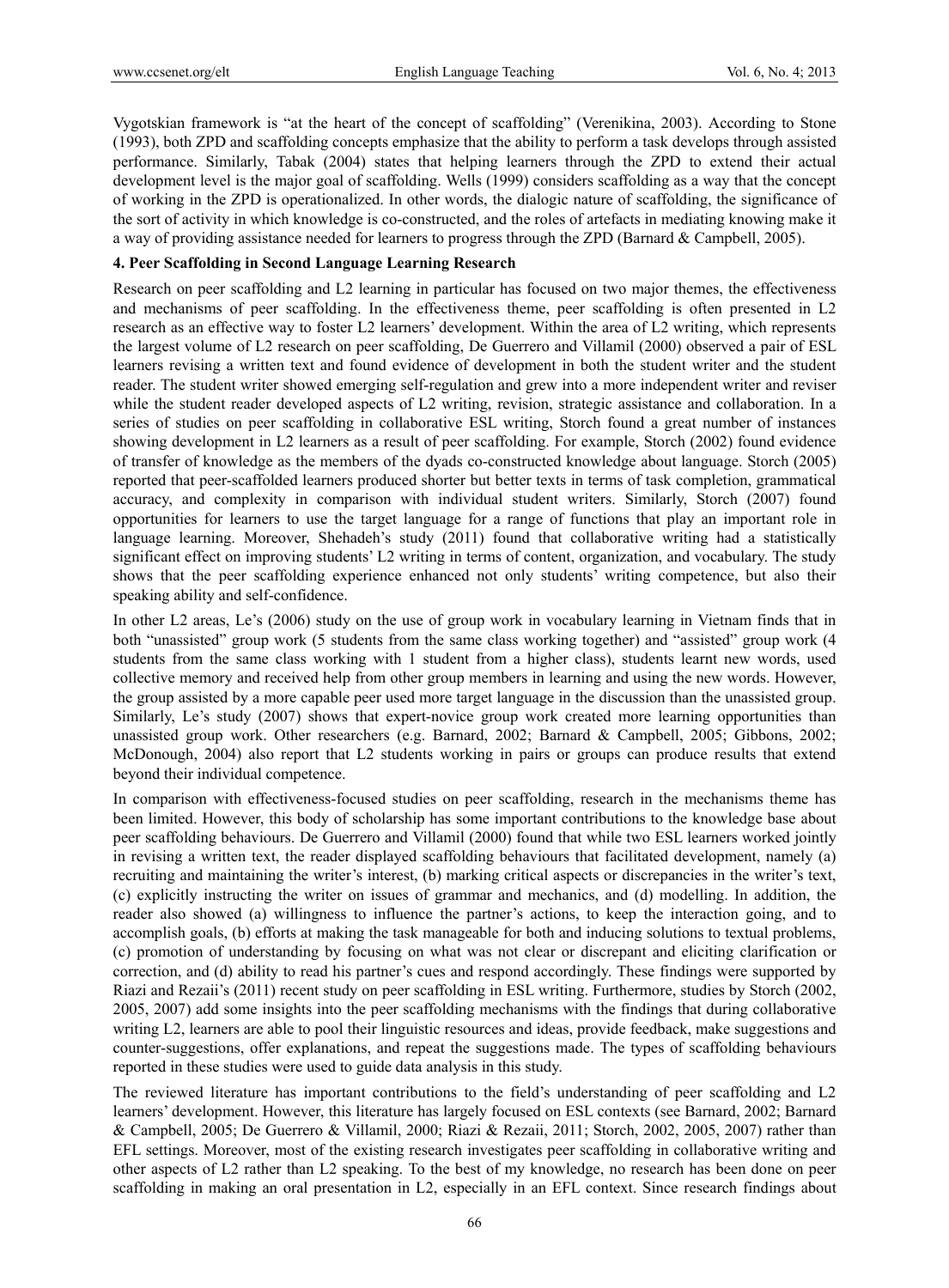Vygotskian framework is "at the heart of the concept of scaffolding" (Verenikina, 2003). According to Stone (1993), both ZPD and scaffolding concepts emphasize that the ability to perform a task develops through assisted performance. Similarly, Tabak (2004) states that helping learners through the ZPD to extend their actual development level is the major goal of scaffolding. Wells (1999) considers scaffolding as a way that the concept of working in the ZPD is operationalized. In other words, the dialogic nature of scaffolding, the significance of the sort of activity in which knowledge is co-constructed, and the roles of artefacts in mediating knowing make it a way of providing assistance needed for learners to progress through the ZPD (Barnard & Campbell, 2005).

### 4. Peer Scaffolding in Second Language Learning Research

Research on peer scaffolding and L2 learning in particular has focused on two major themes, the effectiveness and mechanisms of peer scaffolding. In the effectiveness theme, peer scaffolding is often presented in L2 research as an effective way to foster L2 learners' development. Within the area of L2 writing, which represents the largest volume of L2 research on peer scaffolding, De Guerrero and Villamil (2000) observed a pair of ESL learners revising a written text and found evidence of development in both the student writer and the student reader. The student writer showed emerging self-regulation and grew into a more independent writer and reviser while the student reader developed aspects of L2 writing, revision, strategic assistance and collaboration. In a series of studies on peer scaffolding in collaborative ESL writing, Storch found a great number of instances showing development in L2 learners as a result of peer scaffolding. For example, Storch (2002) found evidence of transfer of knowledge as the members of the dyads co-constructed knowledge about language. Storch (2005) reported that peer-scaffolded learners produced shorter but better texts in terms of task completion, grammatical accuracy, and complexity in comparison with individual student writers. Similarly, Storch (2007) found opportunities for learners to use the target language for a range of functions that play an important role in language learning. Moreover, Shehadeh's study (2011) found that collaborative writing had a statistically significant effect on improving students' L2 writing in terms of content, organization, and vocabulary. The study shows that the peer scaffolding experience enhanced not only students' writing competence, but also their speaking ability and self-confidence.

In other L2 areas, Le's (2006) study on the use of group work in vocabulary learning in Vietnam finds that in both "unassisted" group work (5 students from the same class working together) and "assisted" group work (4 students from the same class working with 1 student from a higher class), students learnt new words, used collective memory and received help from other group members in learning and using the new words. However, the group assisted by a more capable peer used more target language in the discussion than the unassisted group. Similarly, Le's study (2007) shows that expert-novice group work created more learning opportunities than unassisted group work. Other researchers (e.g. Barnard, 2002; Barnard & Campbell, 2005; Gibbons, 2002; McDonough, 2004) also report that L2 students working in pairs or groups can produce results that extend beyond their individual competence.

In comparison with effectiveness-focused studies on peer scaffolding, research in the mechanisms theme has been limited. However, this body of scholarship has some important contributions to the knowledge base about peer scaffolding behaviours. De Guerrero and Villamil (2000) found that while two ESL learners worked jointly in revising a written text, the reader displayed scaffolding behaviours that facilitated development, namely (a) recruiting and maintaining the writer's interest, (b) marking critical aspects or discrepancies in the writer's text, (c) explicitly instructing the writer on issues of grammar and mechanics, and (d) modelling. In addition, the reader also showed (a) willingness to influence the partner's actions, to keep the interaction going, and to accomplish goals, (b) efforts at making the task manageable for both and inducing solutions to textual problems, (c) promotion of understanding by focusing on what was not clear or discrepant and eliciting clarification or correction, and (d) ability to read his partner's cues and respond accordingly. These findings were supported by Riazi and Rezaii's (2011) recent study on peer scaffolding in ESL writing. Furthermore, studies by Storch (2002, 2005, 2007) add some insights into the peer scaffolding mechanisms with the findings that during collaborative writing L2, learners are able to pool their linguistic resources and ideas, provide feedback, make suggestions and counter-suggestions, offer explanations, and repeat the suggestions made. The types of scaffolding behaviours reported in these studies were used to guide data analysis in this study.

The reviewed literature has important contributions to the field's understanding of peer scaffolding and L2 learners' development. However, this literature has largely focused on ESL contexts (see Barnard, 2002; Barnard & Campbell, 2005; De Guerrero & Villamil, 2000; Riazi & Rezaii, 2011; Storch, 2002, 2005, 2007) rather than EFL settings. Moreover, most of the existing research investigates peer scaffolding in collaborative writing and other aspects of L2 rather than L2 speaking. To the best of my knowledge, no research has been done on peer scaffolding in making an oral presentation in L2, especially in an EFL context. Since research findings about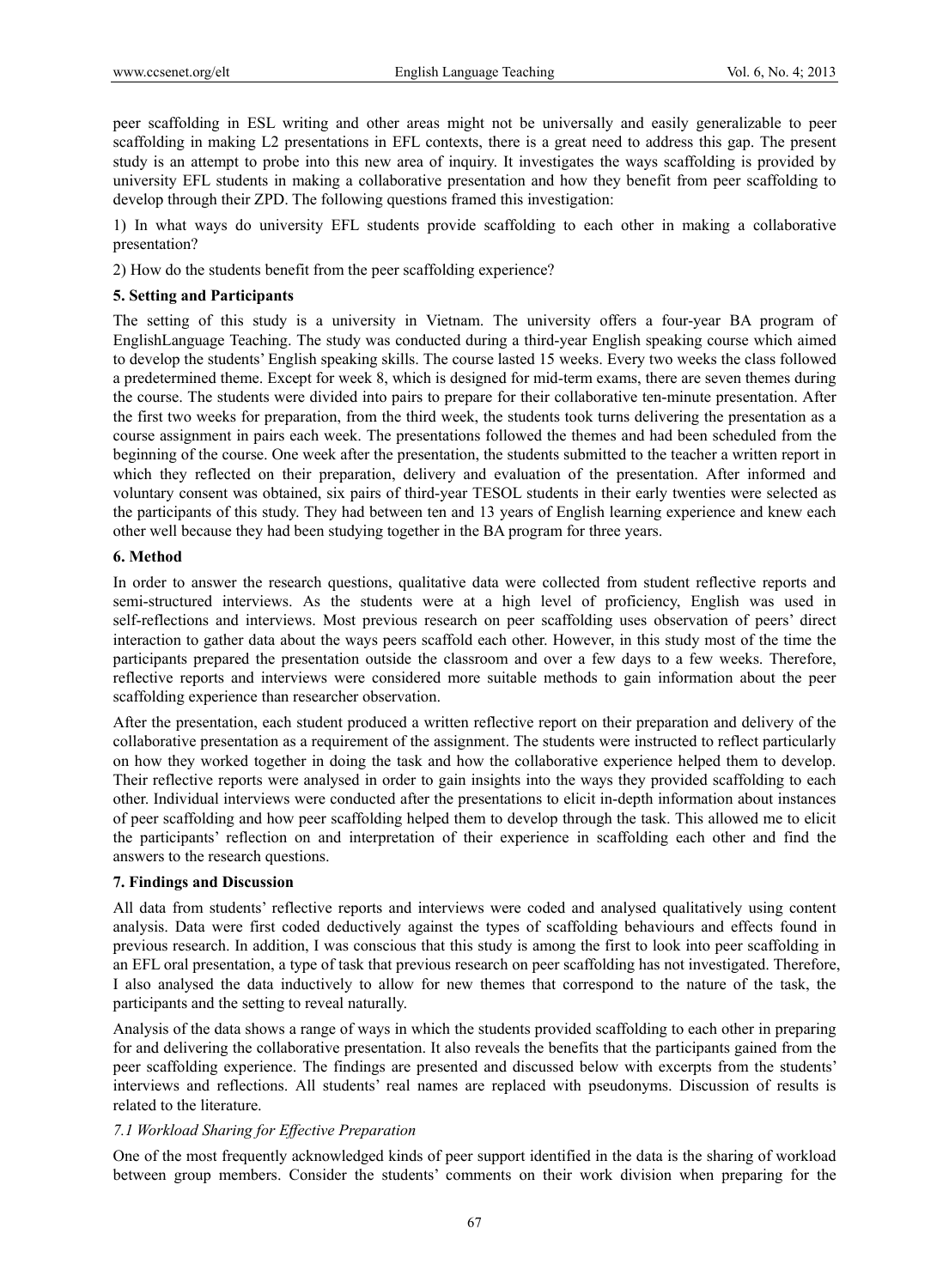peer scaffolding in ESL writing and other areas might not be universally and easily generalizable to peer scaffolding in making L2 presentations in EFL contexts, there is a great need to address this gap. The present study is an attempt to probe into this new area of inquiry. It investigates the ways scaffolding is provided by university EFL students in making a collaborative presentation and how they benefit from peer scaffolding to develop through their ZPD. The following questions framed this investigation:

1) In what ways do university EFL students provide scaffolding to each other in making a collaborative presentation?

2) How do the students benefit from the peer scaffolding experience?

## 5. Setting and Participants

The setting of this study is a university in Vietnam. The university offers a four-year BA program of EnglishLanguage Teaching. The study was conducted during a third-year English speaking course which aimed to develop the students' English speaking skills. The course lasted 15 weeks. Every two weeks the class followed a predetermined theme. Except for week 8, which is designed for mid-term exams, there are seven themes during the course. The students were divided into pairs to prepare for their collaborative ten-minute presentation. After the first two weeks for preparation, from the third week, the students took turns delivering the presentation as a course assignment in pairs each week. The presentations followed the themes and had been scheduled from the beginning of the course. One week after the presentation, the students submitted to the teacher a written report in which they reflected on their preparation, delivery and evaluation of the presentation. After informed and voluntary consent was obtained, six pairs of third-year TESOL students in their early twenties were selected as the participants of this study. They had between ten and 13 years of English learning experience and knew each other well because they had been studying together in the BA program for three years.

## 6. Method

In order to answer the research questions, qualitative data were collected from student reflective reports and semi-structured interviews. As the students were at a high level of proficiency, English was used in self-reflections and interviews. Most previous research on peer scaffolding uses observation of peers' direct interaction to gather data about the ways peers scaffold each other. However, in this study most of the time the participants prepared the presentation outside the classroom and over a few days to a few weeks. Therefore, reflective reports and interviews were considered more suitable methods to gain information about the peer scaffolding experience than researcher observation.

After the presentation, each student produced a written reflective report on their preparation and delivery of the collaborative presentation as a requirement of the assignment. The students were instructed to reflect particularly on how they worked together in doing the task and how the collaborative experience helped them to develop. Their reflective reports were analysed in order to gain insights into the ways they provided scaffolding to each other. Individual interviews were conducted after the presentations to elicit in-depth information about instances of peer scaffolding and how peer scaffolding helped them to develop through the task. This allowed me to elicit the participants' reflection on and interpretation of their experience in scaffolding each other and find the answers to the research questions.

## 7. Findings and Discussion

All data from students' reflective reports and interviews were coded and analysed qualitatively using content analysis. Data were first coded deductively against the types of scaffolding behaviours and effects found in previous research. In addition, I was conscious that this study is among the first to look into peer scaffolding in an EFL oral presentation, a type of task that previous research on peer scaffolding has not investigated. Therefore, I also analysed the data inductively to allow for new themes that correspond to the nature of the task, the participants and the setting to reveal naturally.

Analysis of the data shows a range of ways in which the students provided scaffolding to each other in preparing for and delivering the collaborative presentation. It also reveals the benefits that the participants gained from the peer scaffolding experience. The findings are presented and discussed below with excerpts from the students' interviews and reflections. All students' real names are replaced with pseudonyms. Discussion of results is related to the literature.

### *7.1 Workload Sharing for Effective Preparation*

One of the most frequently acknowledged kinds of peer support identified in the data is the sharing of workload between group members. Consider the students' comments on their work division when preparing for the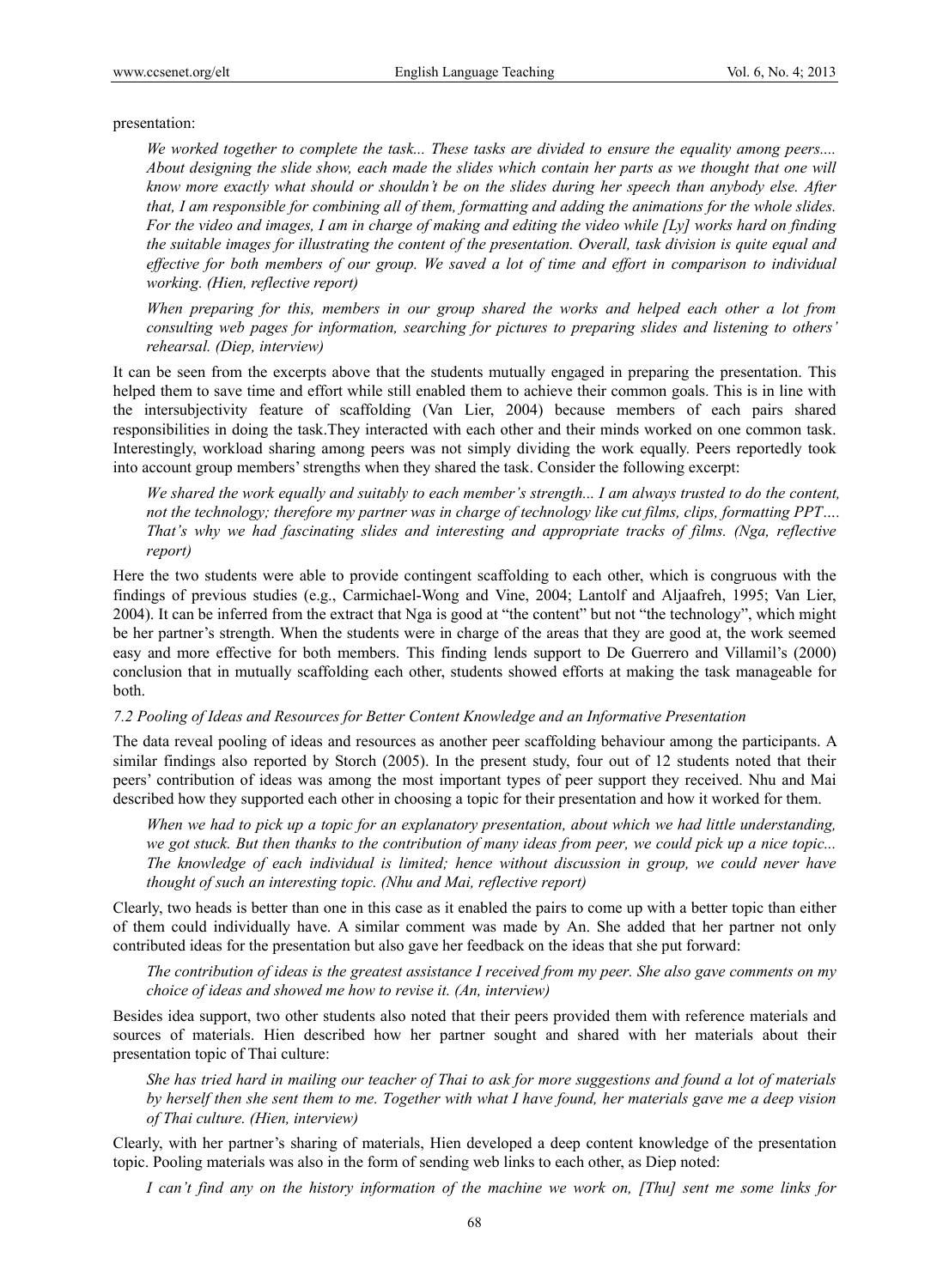presentation:

> *We worked together to complete the task... These tasks are divided to ensure the equality among peers.... About designing the slide show, each made the slides which contain her parts as we thought that one will know more exactly what should or shouldn't be on the slides during her speech than anybody else. After that, I am responsible for combining all of them, formatting and adding the animations for the whole slides. For the video and images, I am in charge of making and editing the video while [Ly] works hard on finding the suitable images for illustrating the content of the presentation. Overall, task division is quite equal and effective for both members of our group. We saved a lot of time and effort in comparison to individual working. (Hien, reflective report)*

> *When preparing for this, members in our group shared the works and helped each other a lot from consulting web pages for information, searching for pictures to preparing slides and listening to others' rehearsal. (Diep, interview)*

It can be seen from the excerpts above that the students mutually engaged in preparing the presentation. This helped them to save time and effort while still enabled them to achieve their common goals. This is in line with the intersubjectivity feature of scaffolding (Van Lier, 2004) because members of each pairs shared responsibilities in doing the task.They interacted with each other and their minds worked on one common task. Interestingly, workload sharing among peers was not simply dividing the work equally. Peers reportedly took into account group members' strengths when they shared the task. Consider the following excerpt:

> *We shared the work equally and suitably to each member's strength... I am always trusted to do the content, not the technology; therefore my partner was in charge of technology like cut films, clips, formatting PPT…. That's why we had fascinating slides and interesting and appropriate tracks of films. (Nga, reflective report)*

Here the two students were able to provide contingent scaffolding to each other, which is congruous with the findings of previous studies (e.g., Carmichael-Wong and Vine, 2004; Lantolf and Aljaafreh, 1995; Van Lier, 2004). It can be inferred from the extract that Nga is good at "the content" but not "the technology", which might be her partner's strength. When the students were in charge of the areas that they are good at, the work seemed easy and more effective for both members. This finding lends support to De Guerrero and Villamil's (2000) conclusion that in mutually scaffolding each other, students showed efforts at making the task manageable for both.

### *7.2 Pooling of Ideas and Resources for Better Content Knowledge and an Informative Presentation*

The data reveal pooling of ideas and resources as another peer scaffolding behaviour among the participants. A similar findings also reported by Storch (2005). In the present study, four out of 12 students noted that their peers' contribution of ideas was among the most important types of peer support they received. Nhu and Mai described how they supported each other in choosing a topic for their presentation and how it worked for them.

> *When we had to pick up a topic for an explanatory presentation, about which we had little understanding, we got stuck. But then thanks to the contribution of many ideas from peer, we could pick up a nice topic... The knowledge of each individual is limited; hence without discussion in group, we could never have thought of such an interesting topic. (Nhu and Mai, reflective report)*

Clearly, two heads is better than one in this case as it enabled the pairs to come up with a better topic than either of them could individually have. A similar comment was made by An. She added that her partner not only contributed ideas for the presentation but also gave her feedback on the ideas that she put forward:

> *The contribution of ideas is the greatest assistance I received from my peer. She also gave comments on my choice of ideas and showed me how to revise it. (An, interview)*

Besides idea support, two other students also noted that their peers provided them with reference materials and sources of materials. Hien described how her partner sought and shared with her materials about their presentation topic of Thai culture:

> *She has tried hard in mailing our teacher of Thai to ask for more suggestions and found a lot of materials by herself then she sent them to me. Together with what I have found, her materials gave me a deep vision of Thai culture. (Hien, interview)*

Clearly, with her partner's sharing of materials, Hien developed a deep content knowledge of the presentation topic. Pooling materials was also in the form of sending web links to each other, as Diep noted:

> *I can't find any on the history information of the machine we work on, [Thu] sent me some links for*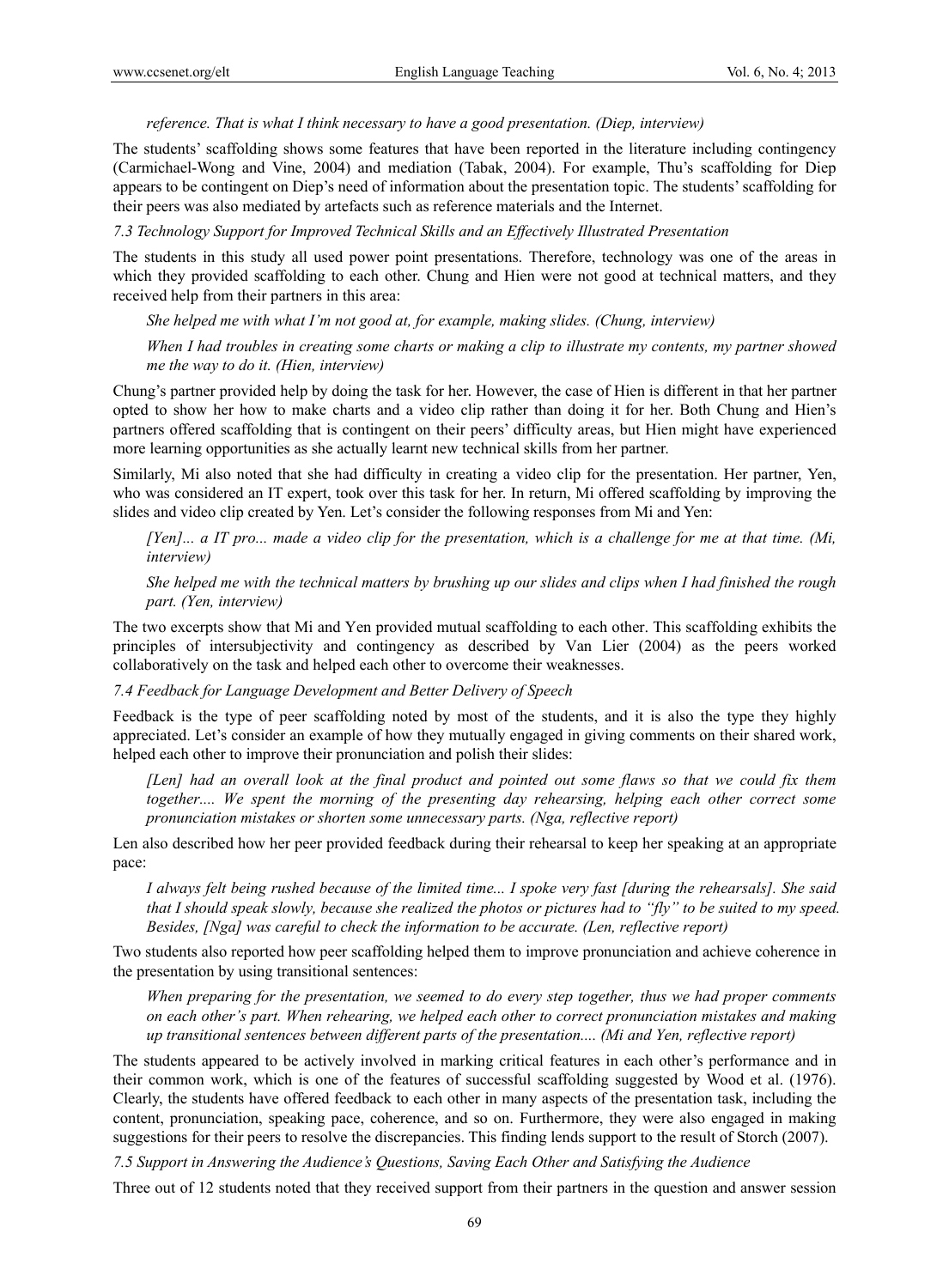*reference. That is what I think necessary to have a good presentation. (Diep, interview)*

The students' scaffolding shows some features that have been reported in the literature including contingency (Carmichael-Wong and Vine, 2004) and mediation (Tabak, 2004). For example, Thu's scaffolding for Diep appears to be contingent on Diep's need of information about the presentation topic. The students' scaffolding for their peers was also mediated by artefacts such as reference materials and the Internet.

### *7.3 Technology Support for Improved Technical Skills and an Effectively Illustrated Presentation*

The students in this study all used power point presentations. Therefore, technology was one of the areas in which they provided scaffolding to each other. Chung and Hien were not good at technical matters, and they received help from their partners in this area:

*She helped me with what I'm not good at, for example, making slides. (Chung, interview)*

*When I had troubles in creating some charts or making a clip to illustrate my contents, my partner showed me the way to do it. (Hien, interview)*

Chung's partner provided help by doing the task for her. However, the case of Hien is different in that her partner opted to show her how to make charts and a video clip rather than doing it for her. Both Chung and Hien's partners offered scaffolding that is contingent on their peers' difficulty areas, but Hien might have experienced more learning opportunities as she actually learnt new technical skills from her partner.

Similarly, Mi also noted that she had difficulty in creating a video clip for the presentation. Her partner, Yen, who was considered an IT expert, took over this task for her. In return, Mi offered scaffolding by improving the slides and video clip created by Yen. Let's consider the following responses from Mi and Yen:

*[Yen]... a IT pro... made a video clip for the presentation, which is a challenge for me at that time. (Mi, interview)*

*She helped me with the technical matters by brushing up our slides and clips when I had finished the rough part. (Yen, interview)*

The two excerpts show that Mi and Yen provided mutual scaffolding to each other. This scaffolding exhibits the principles of intersubjectivity and contingency as described by Van Lier (2004) as the peers worked collaboratively on the task and helped each other to overcome their weaknesses.

### *7.4 Feedback for Language Development and Better Delivery of Speech*

Feedback is the type of peer scaffolding noted by most of the students, and it is also the type they highly appreciated. Let's consider an example of how they mutually engaged in giving comments on their shared work, helped each other to improve their pronunciation and polish their slides:

*[Len] had an overall look at the final product and pointed out some flaws so that we could fix them together.... We spent the morning of the presenting day rehearsing, helping each other correct some pronunciation mistakes or shorten some unnecessary parts. (Nga, reflective report)*

Len also described how her peer provided feedback during their rehearsal to keep her speaking at an appropriate pace:

*I always felt being rushed because of the limited time... I spoke very fast [during the rehearsals]. She said that I should speak slowly, because she realized the photos or pictures had to "fly" to be suited to my speed. Besides, [Nga] was careful to check the information to be accurate. (Len, reflective report)*

Two students also reported how peer scaffolding helped them to improve pronunciation and achieve coherence in the presentation by using transitional sentences:

*When preparing for the presentation, we seemed to do every step together, thus we had proper comments on each other's part. When rehearing, we helped each other to correct pronunciation mistakes and making up transitional sentences between different parts of the presentation.... (Mi and Yen, reflective report)*

The students appeared to be actively involved in marking critical features in each other's performance and in their common work, which is one of the features of successful scaffolding suggested by Wood et al. (1976). Clearly, the students have offered feedback to each other in many aspects of the presentation task, including the content, pronunciation, speaking pace, coherence, and so on. Furthermore, they were also engaged in making suggestions for their peers to resolve the discrepancies. This finding lends support to the result of Storch (2007).

### *7.5 Support in Answering the Audience's Questions, Saving Each Other and Satisfying the Audience*

Three out of 12 students noted that they received support from their partners in the question and answer session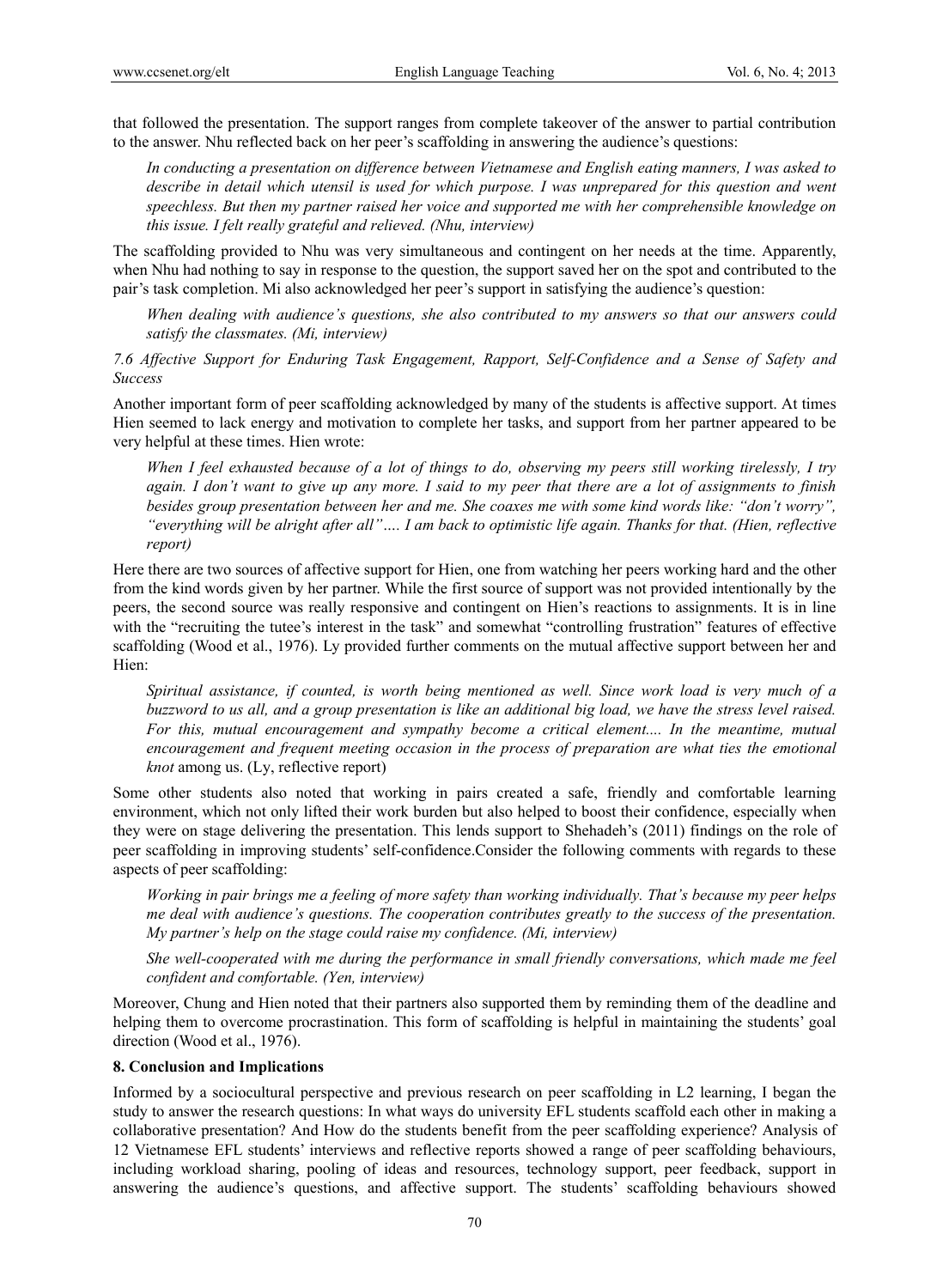that followed the presentation. The support ranges from complete takeover of the answer to partial contribution to the answer. Nhu reflected back on her peer's scaffolding in answering the audience's questions:

> *In conducting a presentation on difference between Vietnamese and English eating manners, I was asked to describe in detail which utensil is used for which purpose. I was unprepared for this question and went speechless. But then my partner raised her voice and supported me with her comprehensible knowledge on this issue. I felt really grateful and relieved. (Nhu, interview)*

The scaffolding provided to Nhu was very simultaneous and contingent on her needs at the time. Apparently, when Nhu had nothing to say in response to the question, the support saved her on the spot and contributed to the pair's task completion. Mi also acknowledged her peer's support in satisfying the audience's question:

> *When dealing with audience's questions, she also contributed to my answers so that our answers could satisfy the classmates. (Mi, interview)*

### *7.6 Affective Support for Enduring Task Engagement, Rapport, Self-Confidence and a Sense of Safety and Success*

Another important form of peer scaffolding acknowledged by many of the students is affective support. At times Hien seemed to lack energy and motivation to complete her tasks, and support from her partner appeared to be very helpful at these times. Hien wrote:

> *When I feel exhausted because of a lot of things to do, observing my peers still working tirelessly, I try again. I don't want to give up any more. I said to my peer that there are a lot of assignments to finish besides group presentation between her and me. She coaxes me with some kind words like: "don't worry", "everything will be alright after all"…. I am back to optimistic life again. Thanks for that. (Hien, reflective report)*

Here there are two sources of affective support for Hien, one from watching her peers working hard and the other from the kind words given by her partner. While the first source of support was not provided intentionally by the peers, the second source was really responsive and contingent on Hien's reactions to assignments. It is in line with the "recruiting the tutee's interest in the task" and somewhat "controlling frustration" features of effective scaffolding (Wood et al., 1976). Ly provided further comments on the mutual affective support between her and Hien:

> *Spiritual assistance, if counted, is worth being mentioned as well. Since work load is very much of a buzzword to us all, and a group presentation is like an additional big load, we have the stress level raised. For this, mutual encouragement and sympathy become a critical element.... In the meantime, mutual encouragement and frequent meeting occasion in the process of preparation are what ties the emotional knot* among us. (Ly, reflective report)

Some other students also noted that working in pairs created a safe, friendly and comfortable learning environment, which not only lifted their work burden but also helped to boost their confidence, especially when they were on stage delivering the presentation. This lends support to Shehadeh's (2011) findings on the role of peer scaffolding in improving students' self-confidence.Consider the following comments with regards to these aspects of peer scaffolding:

> *Working in pair brings me a feeling of more safety than working individually. That's because my peer helps me deal with audience's questions. The cooperation contributes greatly to the success of the presentation. My partner's help on the stage could raise my confidence. (Mi, interview)*

> *She well-cooperated with me during the performance in small friendly conversations, which made me feel confident and comfortable. (Yen, interview)*

Moreover, Chung and Hien noted that their partners also supported them by reminding them of the deadline and helping them to overcome procrastination. This form of scaffolding is helpful in maintaining the students' goal direction (Wood et al., 1976).

## 8. Conclusion and Implications

Informed by a sociocultural perspective and previous research on peer scaffolding in L2 learning, I began the study to answer the research questions: In what ways do university EFL students scaffold each other in making a collaborative presentation? And How do the students benefit from the peer scaffolding experience? Analysis of 12 Vietnamese EFL students' interviews and reflective reports showed a range of peer scaffolding behaviours, including workload sharing, pooling of ideas and resources, technology support, peer feedback, support in answering the audience's questions, and affective support. The students' scaffolding behaviours showed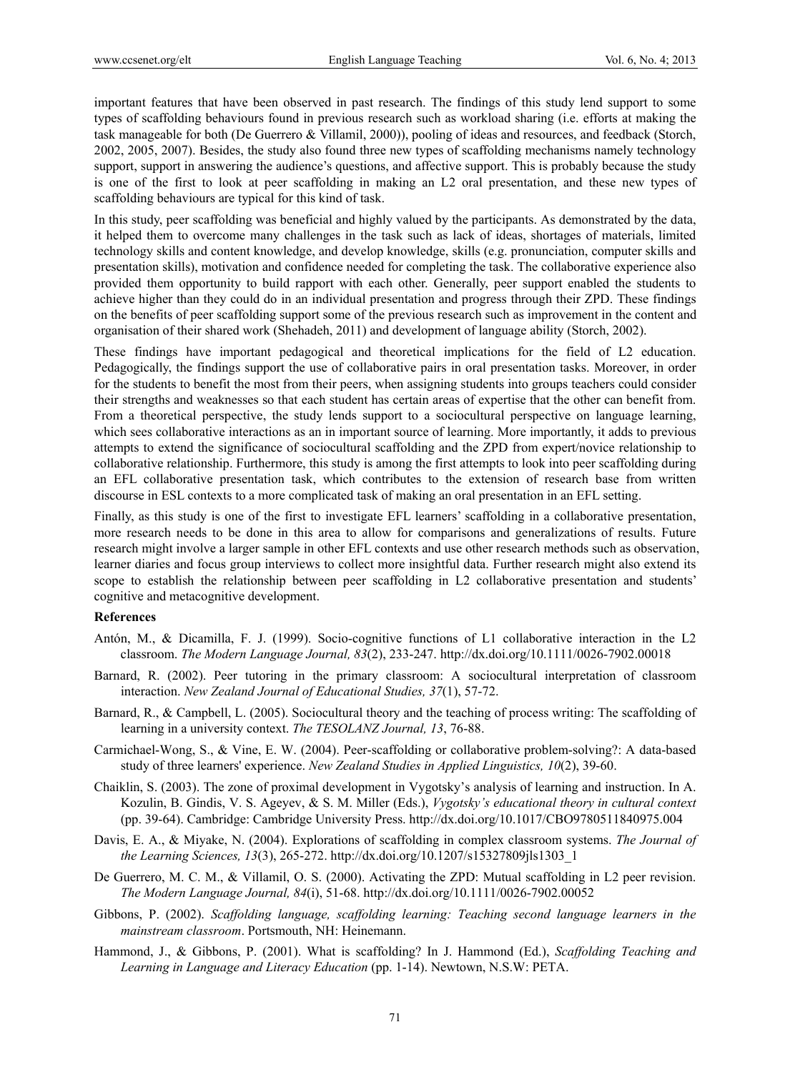important features that have been observed in past research. The findings of this study lend support to some types of scaffolding behaviours found in previous research such as workload sharing (i.e. efforts at making the task manageable for both (De Guerrero & Villamil, 2000)), pooling of ideas and resources, and feedback (Storch, 2002, 2005, 2007). Besides, the study also found three new types of scaffolding mechanisms namely technology support, support in answering the audience's questions, and affective support. This is probably because the study is one of the first to look at peer scaffolding in making an L2 oral presentation, and these new types of scaffolding behaviours are typical for this kind of task.

In this study, peer scaffolding was beneficial and highly valued by the participants. As demonstrated by the data, it helped them to overcome many challenges in the task such as lack of ideas, shortages of materials, limited technology skills and content knowledge, and develop knowledge, skills (e.g. pronunciation, computer skills and presentation skills), motivation and confidence needed for completing the task. The collaborative experience also provided them opportunity to build rapport with each other. Generally, peer support enabled the students to achieve higher than they could do in an individual presentation and progress through their ZPD. These findings on the benefits of peer scaffolding support some of the previous research such as improvement in the content and organisation of their shared work (Shehadeh, 2011) and development of language ability (Storch, 2002).

These findings have important pedagogical and theoretical implications for the field of L2 education. Pedagogically, the findings support the use of collaborative pairs in oral presentation tasks. Moreover, in order for the students to benefit the most from their peers, when assigning students into groups teachers could consider their strengths and weaknesses so that each student has certain areas of expertise that the other can benefit from. From a theoretical perspective, the study lends support to a sociocultural perspective on language learning, which sees collaborative interactions as an in important source of learning. More importantly, it adds to previous attempts to extend the significance of sociocultural scaffolding and the ZPD from expert/novice relationship to collaborative relationship. Furthermore, this study is among the first attempts to look into peer scaffolding during an EFL collaborative presentation task, which contributes to the extension of research base from written discourse in ESL contexts to a more complicated task of making an oral presentation in an EFL setting.

Finally, as this study is one of the first to investigate EFL learners' scaffolding in a collaborative presentation, more research needs to be done in this area to allow for comparisons and generalizations of results. Future research might involve a larger sample in other EFL contexts and use other research methods such as observation, learner diaries and focus group interviews to collect more insightful data. Further research might also extend its scope to establish the relationship between peer scaffolding in L2 collaborative presentation and students' cognitive and metacognitive development.

**References**

Antón, M., & Dicamilla, F. J. (1999). Socio-cognitive functions of L1 collaborative interaction in the L2 classroom. *The Modern Language Journal, 83*(2), 233-247. http://dx.doi.org/10.1111/0026-7902.00018

Barnard, R. (2002). Peer tutoring in the primary classroom: A sociocultural interpretation of classroom interaction. *New Zealand Journal of Educational Studies, 37*(1), 57-72.

Barnard, R., & Campbell, L. (2005). Sociocultural theory and the teaching of process writing: The scaffolding of learning in a university context. *The TESOLANZ Journal, 13*, 76-88.

Carmichael-Wong, S., & Vine, E. W. (2004). Peer-scaffolding or collaborative problem-solving?: A data-based study of three learners' experience. *New Zealand Studies in Applied Linguistics, 10*(2), 39-60.

Chaiklin, S. (2003). The zone of proximal development in Vygotsky's analysis of learning and instruction. In A. Kozulin, B. Gindis, V. S. Ageyev, & S. M. Miller (Eds.), *Vygotsky's educational theory in cultural context* (pp. 39-64). Cambridge: Cambridge University Press. http://dx.doi.org/10.1017/CBO9780511840975.004

Davis, E. A., & Miyake, N. (2004). Explorations of scaffolding in complex classroom systems. *The Journal of the Learning Sciences, 13*(3), 265-272. http://dx.doi.org/10.1207/s15327809jls1303_1

De Guerrero, M. C. M., & Villamil, O. S. (2000). Activating the ZPD: Mutual scaffolding in L2 peer revision. *The Modern Language Journal, 84*(i), 51-68. http://dx.doi.org/10.1111/0026-7902.00052

Gibbons, P. (2002). *Scaffolding language, scaffolding learning: Teaching second language learners in the mainstream classroom*. Portsmouth, NH: Heinemann.

Hammond, J., & Gibbons, P. (2001). What is scaffolding? In J. Hammond (Ed.), *Scaffolding Teaching and Learning in Language and Literacy Education* (pp. 1-14). Newtown, N.S.W: PETA.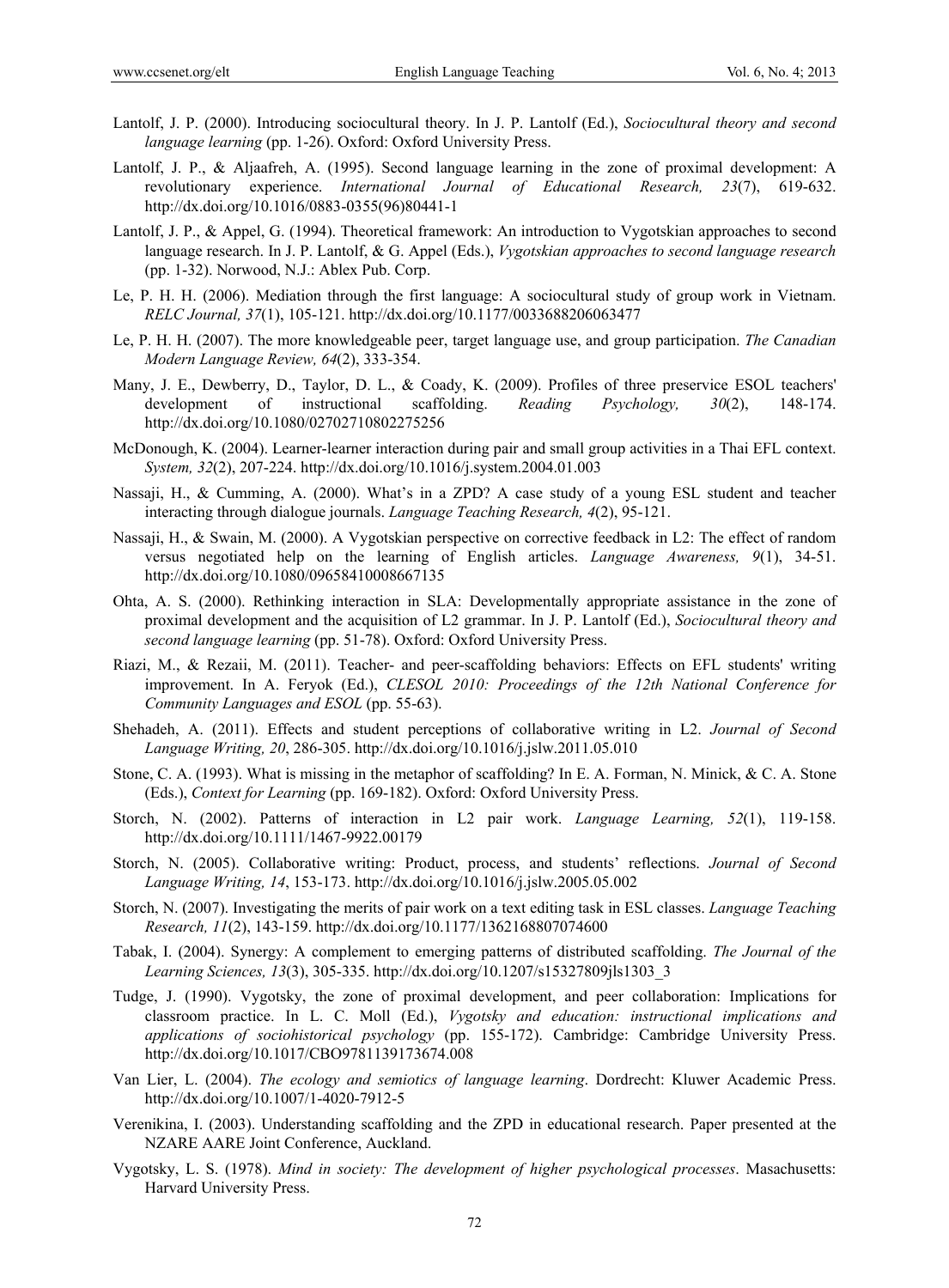Lantolf, J. P. (2000). Introducing sociocultural theory. In J. P. Lantolf (Ed.), *Sociocultural theory and second language learning* (pp. 1-26). Oxford: Oxford University Press.

Lantolf, J. P., & Aljaafreh, A. (1995). Second language learning in the zone of proximal development: A revolutionary experience. *International Journal of Educational Research, 23*(7), 619-632. http://dx.doi.org/10.1016/0883-0355(96)80441-1

Lantolf, J. P., & Appel, G. (1994). Theoretical framework: An introduction to Vygotskian approaches to second language research. In J. P. Lantolf, & G. Appel (Eds.), *Vygotskian approaches to second language research* (pp. 1-32). Norwood, N.J.: Ablex Pub. Corp.

Le, P. H. H. (2006). Mediation through the first language: A sociocultural study of group work in Vietnam. *RELC Journal, 37*(1), 105-121. http://dx.doi.org/10.1177/0033688206063477

Le, P. H. H. (2007). The more knowledgeable peer, target language use, and group participation. *The Canadian Modern Language Review, 64*(2), 333-354.

Many, J. E., Dewberry, D., Taylor, D. L., & Coady, K. (2009). Profiles of three preservice ESOL teachers' development of instructional scaffolding. *Reading Psychology, 30*(2), 148-174. http://dx.doi.org/10.1080/02702710802275256

McDonough, K. (2004). Learner-learner interaction during pair and small group activities in a Thai EFL context. *System, 32*(2), 207-224. http://dx.doi.org/10.1016/j.system.2004.01.003

Nassaji, H., & Cumming, A. (2000). What's in a ZPD? A case study of a young ESL student and teacher interacting through dialogue journals. *Language Teaching Research, 4*(2), 95-121.

Nassaji, H., & Swain, M. (2000). A Vygotskian perspective on corrective feedback in L2: The effect of random versus negotiated help on the learning of English articles. *Language Awareness, 9*(1), 34-51. http://dx.doi.org/10.1080/09658410008667135

Ohta, A. S. (2000). Rethinking interaction in SLA: Developmentally appropriate assistance in the zone of proximal development and the acquisition of L2 grammar. In J. P. Lantolf (Ed.), *Sociocultural theory and second language learning* (pp. 51-78). Oxford: Oxford University Press.

Riazi, M., & Rezaii, M. (2011). Teacher- and peer-scaffolding behaviors: Effects on EFL students' writing improvement. In A. Feryok (Ed.), *CLESOL 2010: Proceedings of the 12th National Conference for Community Languages and ESOL* (pp. 55-63).

Shehadeh, A. (2011). Effects and student perceptions of collaborative writing in L2. *Journal of Second Language Writing, 20*, 286-305. http://dx.doi.org/10.1016/j.jslw.2011.05.010

Stone, C. A. (1993). What is missing in the metaphor of scaffolding? In E. A. Forman, N. Minick, & C. A. Stone (Eds.), *Context for Learning* (pp. 169-182). Oxford: Oxford University Press.

Storch, N. (2002). Patterns of interaction in L2 pair work. *Language Learning, 52*(1), 119-158. http://dx.doi.org/10.1111/1467-9922.00179

Storch, N. (2005). Collaborative writing: Product, process, and students' reflections. *Journal of Second Language Writing, 14*, 153-173. http://dx.doi.org/10.1016/j.jslw.2005.05.002

Storch, N. (2007). Investigating the merits of pair work on a text editing task in ESL classes. *Language Teaching Research, 11*(2), 143-159. http://dx.doi.org/10.1177/1362168807074600

Tabak, I. (2004). Synergy: A complement to emerging patterns of distributed scaffolding. *The Journal of the Learning Sciences, 13*(3), 305-335. http://dx.doi.org/10.1207/s15327809jls1303_3

Tudge, J. (1990). Vygotsky, the zone of proximal development, and peer collaboration: Implications for classroom practice. In L. C. Moll (Ed.), *Vygotsky and education: instructional implications and applications of sociohistorical psychology* (pp. 155-172). Cambridge: Cambridge University Press. http://dx.doi.org/10.1017/CBO9781139173674.008

Van Lier, L. (2004). *The ecology and semiotics of language learning*. Dordrecht: Kluwer Academic Press. http://dx.doi.org/10.1007/1-4020-7912-5

Verenikina, I. (2003). Understanding scaffolding and the ZPD in educational research. Paper presented at the NZARE AARE Joint Conference, Auckland.

Vygotsky, L. S. (1978). *Mind in society: The development of higher psychological processes*. Masachusetts: Harvard University Press.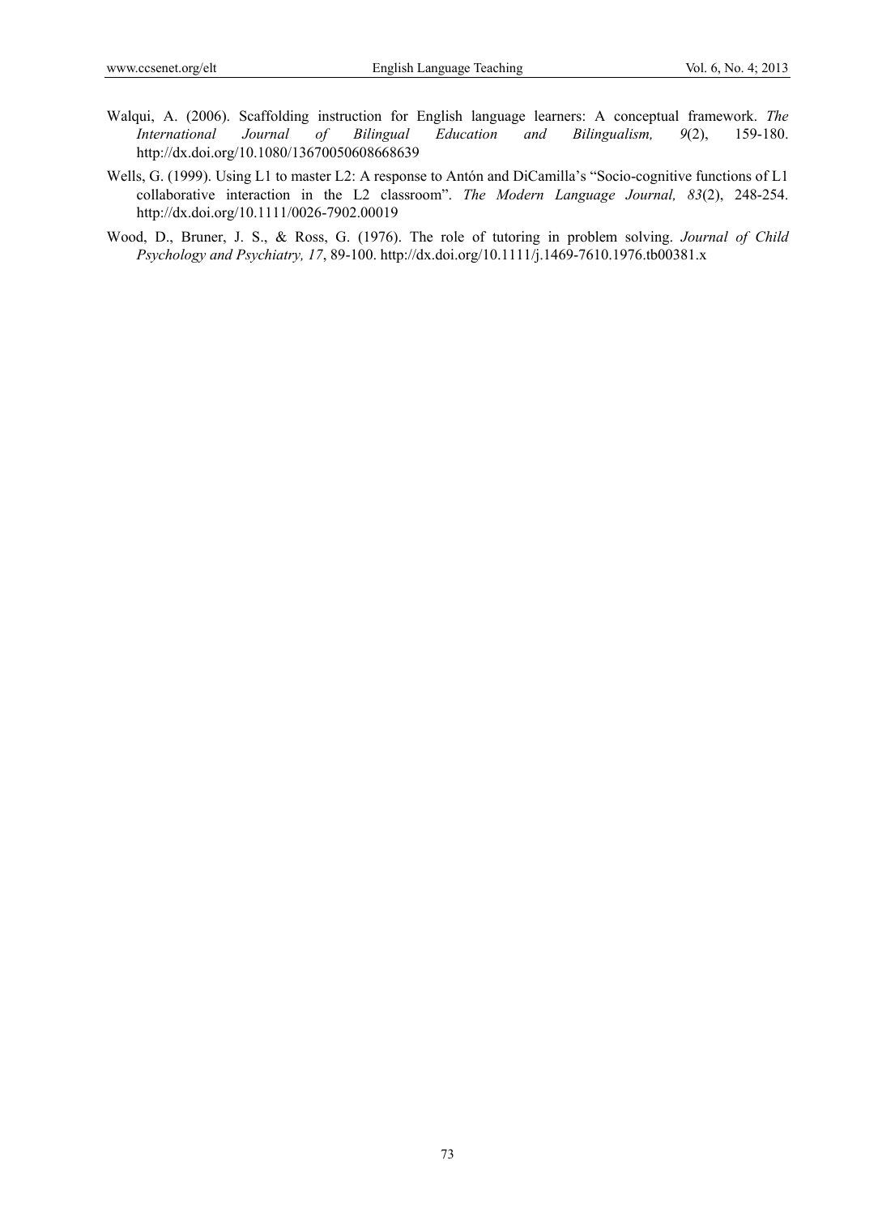Walqui, A. (2006). Scaffolding instruction for English language learners: A conceptual framework. *The International Journal of Bilingual Education and Bilingualism, 9*(2), 159-180. http://dx.doi.org/10.1080/13670050608668639

Wells, G. (1999). Using L1 to master L2: A response to Antón and DiCamilla's "Socio-cognitive functions of L1 collaborative interaction in the L2 classroom". *The Modern Language Journal, 83*(2), 248-254. http://dx.doi.org/10.1111/0026-7902.00019

Wood, D., Bruner, J. S., & Ross, G. (1976). The role of tutoring in problem solving. *Journal of Child Psychology and Psychiatry, 17*, 89-100. http://dx.doi.org/10.1111/j.1469-7610.1976.tb00381.x